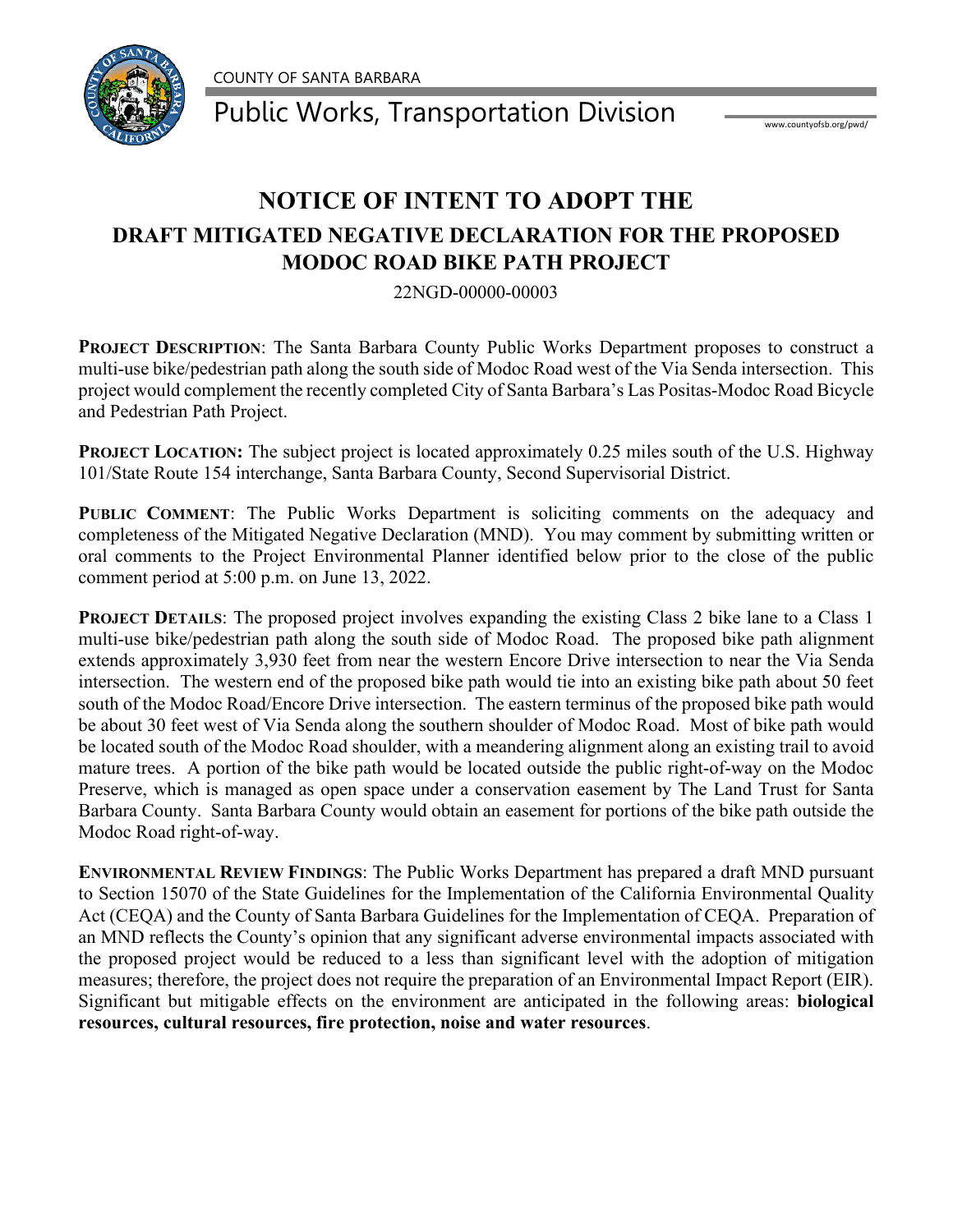COUNTY OF SANTA BARBARA

Public Works, Transportation Division

www.countyofsb.org/pwd/

# NOTICE OF INTENT TO ADOPT THE

## DRAFT MITIGATED NEGATIVE DECLARATION FOR THE PROPOSED MODOC ROAD BIKE PATH PROJECT

22NGD-00000-00003

**PROJECT DESCRIPTION**: The Santa Barbara County Public Works Department proposes to construct a multi-use bike/pedestrian path along the south side of Modoc Road west of the Via Senda intersection. This project would complement the recently completed City of Santa Barbara's Las Positas-Modoc Road Bicycle and Pedestrian Path Project.

**PROJECT LOCATION:** The subject project is located approximately 0.25 miles south of the U.S. Highway 101/State Route 154 interchange, Santa Barbara County, Second Supervisorial District.

**PUBLIC COMMENT**: The Public Works Department is soliciting comments on the adequacy and completeness of the Mitigated Negative Declaration (MND). You may comment by submitting written or oral comments to the Project Environmental Planner identified below prior to the close of the public comment period at 5:00 p.m. on June 13, 2022.

**PROJECT DETAILS**: The proposed project involves expanding the existing Class 2 bike lane to a Class 1 multi-use bike/pedestrian path along the south side of Modoc Road. The proposed bike path alignment extends approximately 3,930 feet from near the western Encore Drive intersection to near the Via Senda intersection. The western end of the proposed bike path would tie into an existing bike path about 50 feet south of the Modoc Road/Encore Drive intersection. The eastern terminus of the proposed bike path would be about 30 feet west of Via Senda along the southern shoulder of Modoc Road. Most of bike path would be located south of the Modoc Road shoulder, with a meandering alignment along an existing trail to avoid mature trees. A portion of the bike path would be located outside the public right-of-way on the Modoc Preserve, which is managed as open space under a conservation easement by The Land Trust for Santa Barbara County. Santa Barbara County would obtain an easement for portions of the bike path outside the Modoc Road right-of-way.

**ENVIRONMENTAL REVIEW FINDINGS**: The Public Works Department has prepared a draft MND pursuant to Section 15070 of the State Guidelines for the Implementation of the California Environmental Quality Act (CEQA) and the County of Santa Barbara Guidelines for the Implementation of CEQA. Preparation of an MND reflects the County's opinion that any significant adverse environmental impacts associated with the proposed project would be reduced to a less than significant level with the adoption of mitigation measures; therefore, the project does not require the preparation of an Environmental Impact Report (EIR). Significant but mitigable effects on the environment are anticipated in the following areas: **biological resources, cultural resources, fire protection, noise and water resources**.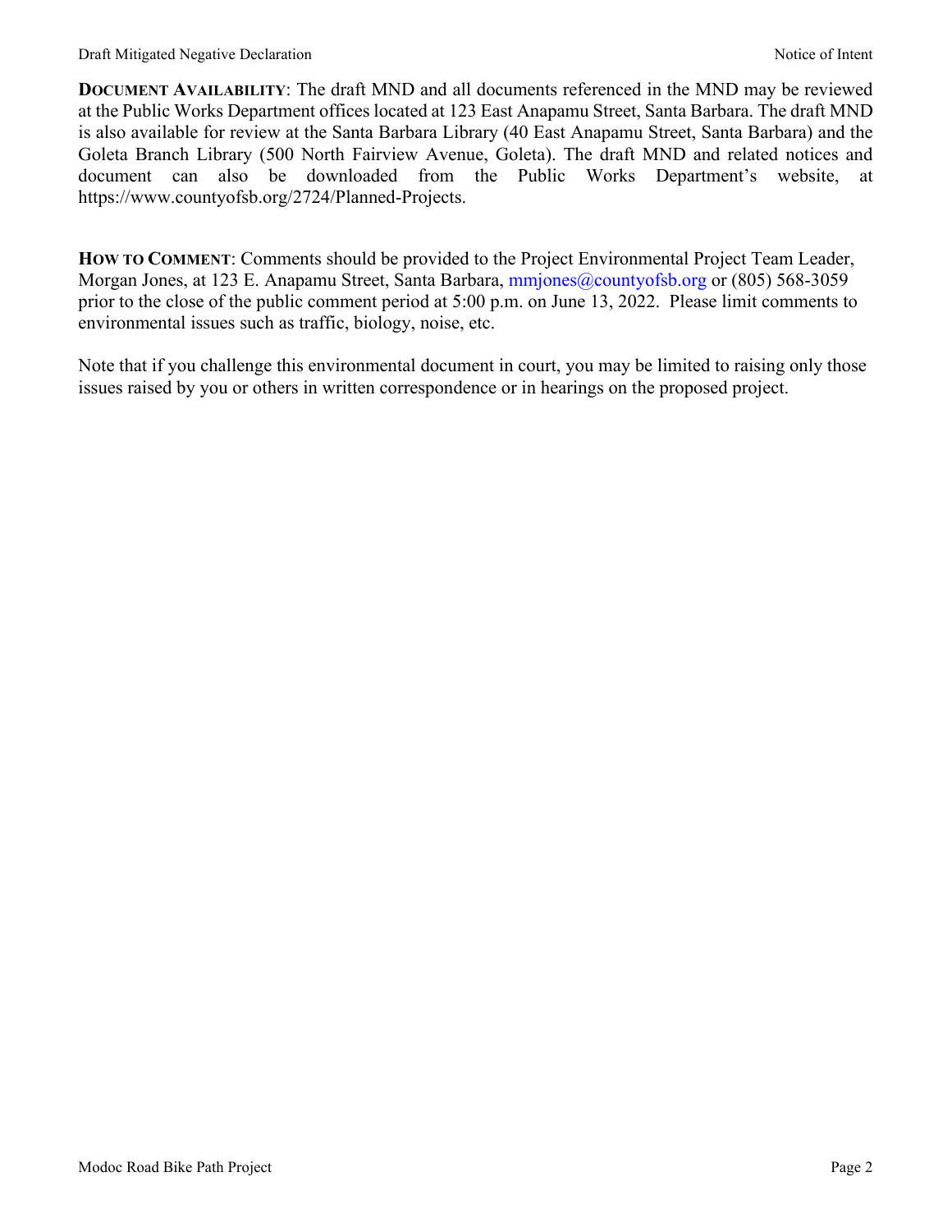**Document Availability**: The draft MND and all documents referenced in the MND may be reviewed at the Public Works Department offices located at 123 East Anapamu Street, Santa Barbara. The draft MND is also available for review at the Santa Barbara Library (40 East Anapamu Street, Santa Barbara) and the Goleta Branch Library (500 North Fairview Avenue, Goleta). The draft MND and related notices and document can also be downloaded from the Public Works Department's website, at https://www.countyofsb.org/2724/Planned-Projects.

**How to Comment**: Comments should be provided to the Project Environmental Project Team Leader, Morgan Jones, at 123 E. Anapamu Street, Santa Barbara, mmjones@countyofsb.org or (805) 568-3059 prior to the close of the public comment period at 5:00 p.m. on June 13, 2022. Please limit comments to environmental issues such as traffic, biology, noise, etc.

Note that if you challenge this environmental document in court, you may be limited to raising only those issues raised by you or others in written correspondence or in hearings on the proposed project.